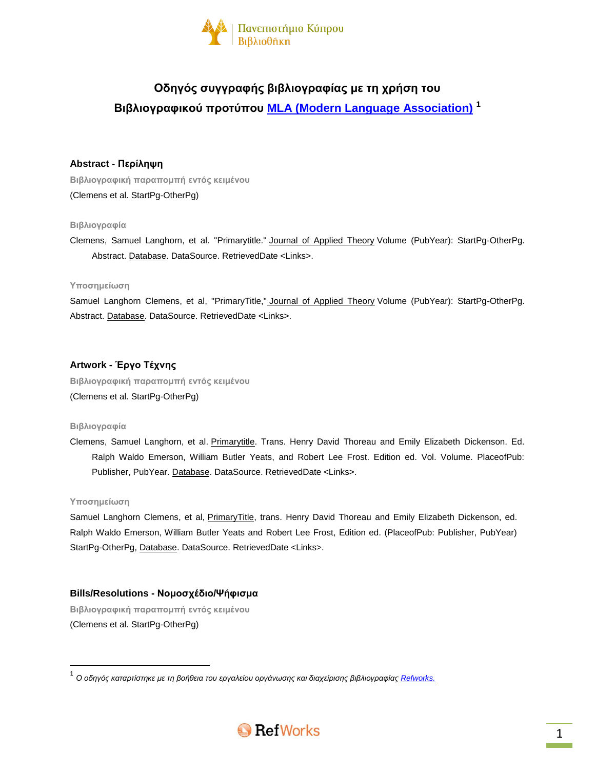# Οδηγός συγγραφής βιβλιογραφίας με τη χρήση του Βιβλιογραφικού προτύπου [MLA (Modern Language Association)](#) [1]

## Abstract - Περίληψη

**Βιβλιογραφική παραπομπή εντός κειμένου**

(Clemens et al. StartPg-OtherPg)

**Βιβλιογραφία**

Clemens, Samuel Langhorn, et al. "Primarytitle." Journal of Applied Theory Volume (PubYear): StartPg-OtherPg. Abstract. Database. DataSource. RetrievedDate <Links>.

**Υποσημείωση**

Samuel Langhorn Clemens, et al, "PrimaryTitle," Journal of Applied Theory Volume (PubYear): StartPg-OtherPg. Abstract. Database. DataSource. RetrievedDate <Links>.

## Artwork - Έργο Τέχνης

**Βιβλιογραφική παραπομπή εντός κειμένου**

(Clemens et al. StartPg-OtherPg)

**Βιβλιογραφία**

Clemens, Samuel Langhorn, et al. Primarytitle. Trans. Henry David Thoreau and Emily Elizabeth Dickenson. Ed. Ralph Waldo Emerson, William Butler Yeats, and Robert Lee Frost. Edition ed. Vol. Volume. PlaceofPub: Publisher, PubYear. Database. DataSource. RetrievedDate <Links>.

**Υποσημείωση**

Samuel Langhorn Clemens, et al, PrimaryTitle, trans. Henry David Thoreau and Emily Elizabeth Dickenson, ed. Ralph Waldo Emerson, William Butler Yeats and Robert Lee Frost, Edition ed. (PlaceofPub: Publisher, PubYear) StartPg-OtherPg, Database. DataSource. RetrievedDate <Links>.

## Bills/Resolutions - Νομοσχέδιο/Ψήφισμα

**Βιβλιογραφική παραπομπή εντός κειμένου**

(Clemens et al. StartPg-OtherPg)

---

[1] *Ο οδηγός καταρτίστηκε με τη βοήθεια του εργαλείου οργάνωσης και διαχείρισης βιβλιογραφίας [Refworks.](#)*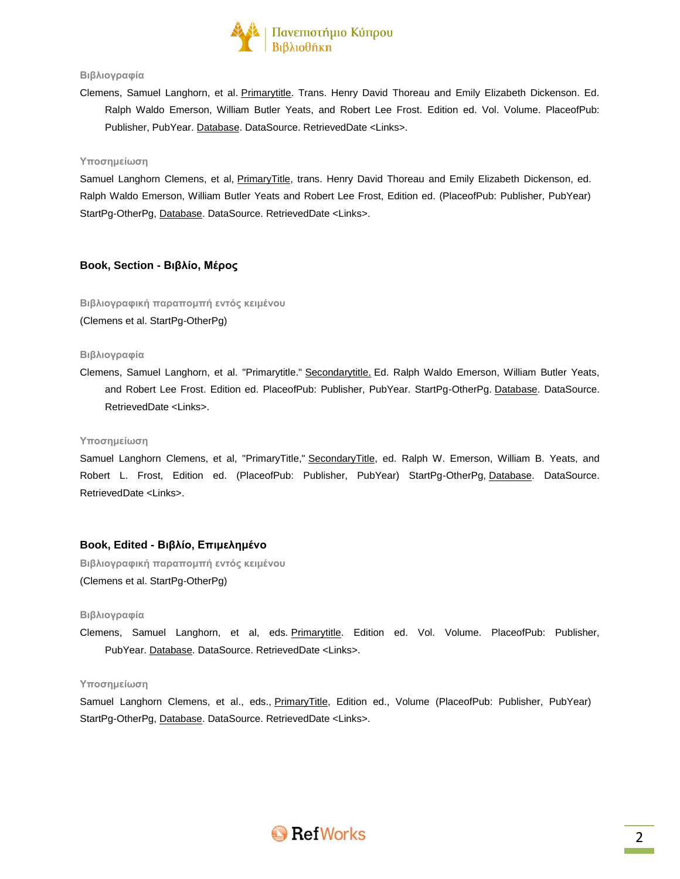**Βιβλιογραφία**

Clemens, Samuel Langhorn, et al. Primarytitle. Trans. Henry David Thoreau and Emily Elizabeth Dickenson. Ed. Ralph Waldo Emerson, William Butler Yeats, and Robert Lee Frost. Edition ed. Vol. Volume. PlaceofPub: Publisher, PubYear. Database. DataSource. RetrievedDate <Links>.

**Υποσημείωση**

Samuel Langhorn Clemens, et al, PrimaryTitle, trans. Henry David Thoreau and Emily Elizabeth Dickenson, ed. Ralph Waldo Emerson, William Butler Yeats and Robert Lee Frost, Edition ed. (PlaceofPub: Publisher, PubYear) StartPg-OtherPg, Database. DataSource. RetrievedDate <Links>.

## Book, Section - Βιβλίο, Μέρος

**Βιβλιογραφική παραπομπή εντός κειμένου**

(Clemens et al. StartPg-OtherPg)

**Βιβλιογραφία**

Clemens, Samuel Langhorn, et al. "Primarytitle." Secondarytitle. Ed. Ralph Waldo Emerson, William Butler Yeats, and Robert Lee Frost. Edition ed. PlaceofPub: Publisher, PubYear. StartPg-OtherPg. Database. DataSource. RetrievedDate <Links>.

**Υποσημείωση**

Samuel Langhorn Clemens, et al, "PrimaryTitle," SecondaryTitle, ed. Ralph W. Emerson, William B. Yeats, and Robert L. Frost, Edition ed. (PlaceofPub: Publisher, PubYear) StartPg-OtherPg, Database. DataSource. RetrievedDate <Links>.

## Book, Edited - Βιβλίο, Επιμελημένο

**Βιβλιογραφική παραπομπή εντός κειμένου**

(Clemens et al. StartPg-OtherPg)

**Βιβλιογραφία**

Clemens, Samuel Langhorn, et al, eds. Primarytitle. Edition ed. Vol. Volume. PlaceofPub: Publisher, PubYear. Database. DataSource. RetrievedDate <Links>.

**Υποσημείωση**

Samuel Langhorn Clemens, et al., eds., PrimaryTitle, Edition ed., Volume (PlaceofPub: Publisher, PubYear) StartPg-OtherPg, Database. DataSource. RetrievedDate <Links>.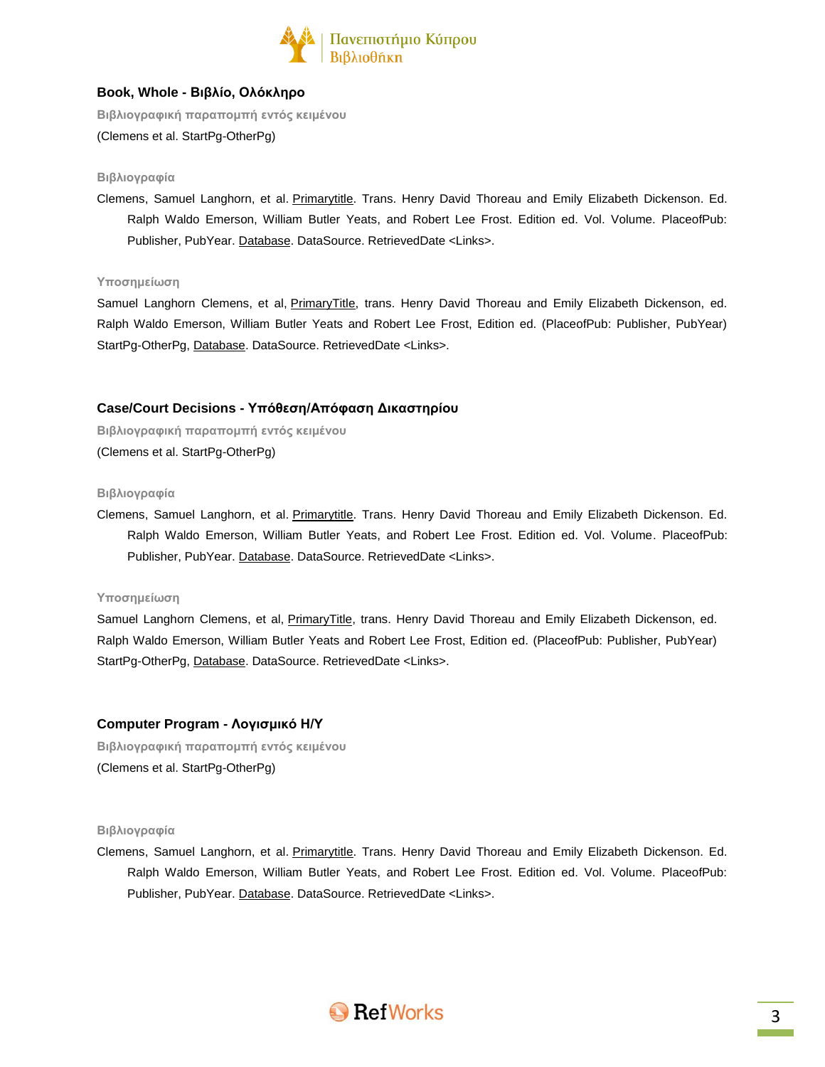## Book, Whole - Βιβλίο, Ολόκληρο

**Βιβλιογραφική παραπομπή εντός κειμένου**

(Clemens et al. StartPg-OtherPg)

**Βιβλιογραφία**

Clemens, Samuel Langhorn, et al. <u>Primarytitle</u>. Trans. Henry David Thoreau and Emily Elizabeth Dickenson. Ed. Ralph Waldo Emerson, William Butler Yeats, and Robert Lee Frost. Edition ed. Vol. Volume. PlaceofPub: Publisher, PubYear. <u>Database</u>. DataSource. RetrievedDate <Links>.

**Υποσημείωση**

Samuel Langhorn Clemens, et al, <u>PrimaryTitle</u>, trans. Henry David Thoreau and Emily Elizabeth Dickenson, ed. Ralph Waldo Emerson, William Butler Yeats and Robert Lee Frost, Edition ed. (PlaceofPub: Publisher, PubYear) StartPg-OtherPg, <u>Database</u>. DataSource. RetrievedDate <Links>.

## Case/Court Decisions - Υπόθεση/Απόφαση Δικαστηρίου

**Βιβλιογραφική παραπομπή εντός κειμένου**

(Clemens et al. StartPg-OtherPg)

**Βιβλιογραφία**

Clemens, Samuel Langhorn, et al. <u>Primarytitle</u>. Trans. Henry David Thoreau and Emily Elizabeth Dickenson. Ed. Ralph Waldo Emerson, William Butler Yeats, and Robert Lee Frost. Edition ed. Vol. Volume. PlaceofPub: Publisher, PubYear. <u>Database</u>. DataSource. RetrievedDate <Links>.

**Υποσημείωση**

Samuel Langhorn Clemens, et al, <u>PrimaryTitle</u>, trans. Henry David Thoreau and Emily Elizabeth Dickenson, ed. Ralph Waldo Emerson, William Butler Yeats and Robert Lee Frost, Edition ed. (PlaceofPub: Publisher, PubYear) StartPg-OtherPg, <u>Database</u>. DataSource. RetrievedDate <Links>.

## Computer Program - Λογισμικό Η/Υ

**Βιβλιογραφική παραπομπή εντός κειμένου**

(Clemens et al. StartPg-OtherPg)

**Βιβλιογραφία**

Clemens, Samuel Langhorn, et al. <u>Primarytitle</u>. Trans. Henry David Thoreau and Emily Elizabeth Dickenson. Ed. Ralph Waldo Emerson, William Butler Yeats, and Robert Lee Frost. Edition ed. Vol. Volume. PlaceofPub: Publisher, PubYear. <u>Database</u>. DataSource. RetrievedDate <Links>.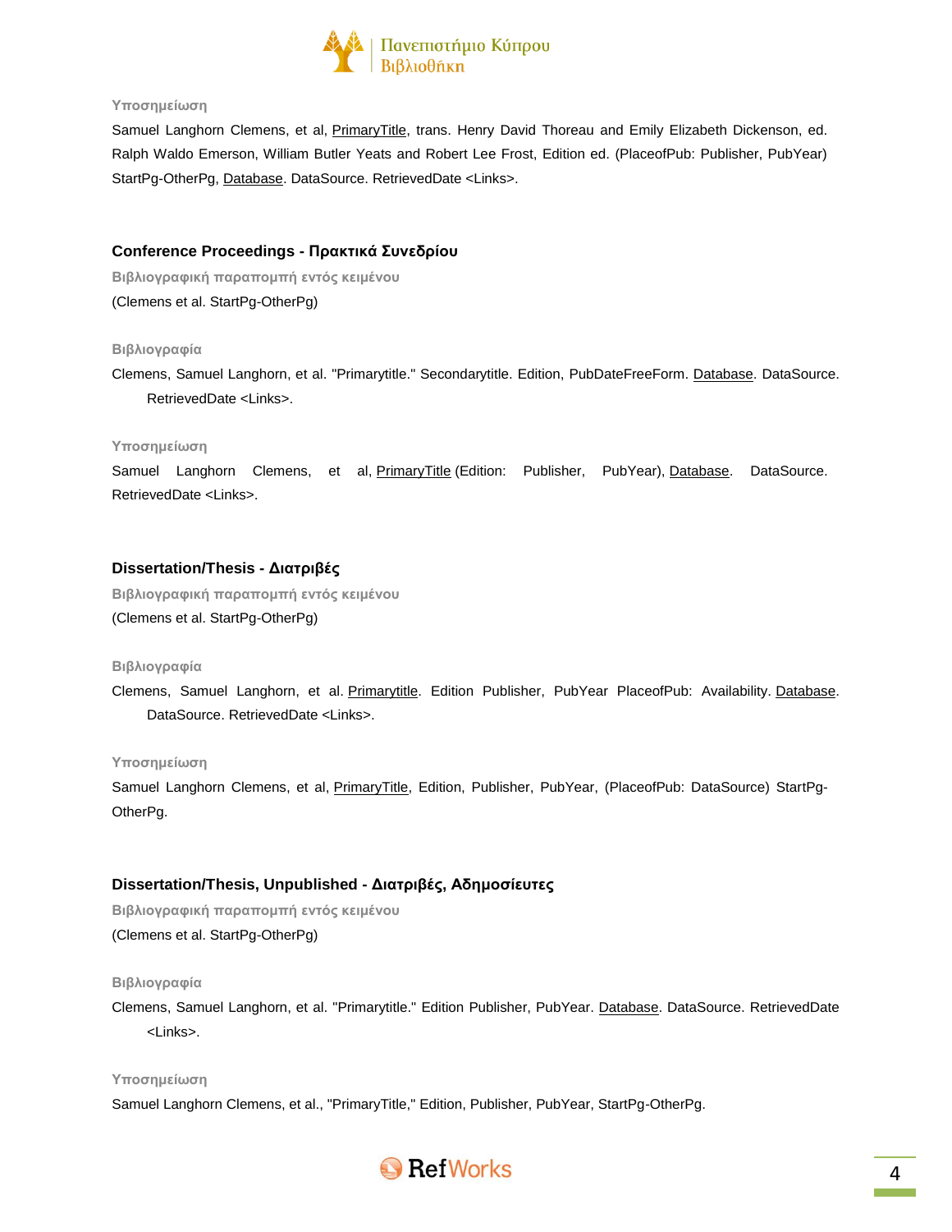Υποσημείωση

Samuel Langhorn Clemens, et al, PrimaryTitle, trans. Henry David Thoreau and Emily Elizabeth Dickenson, ed. Ralph Waldo Emerson, William Butler Yeats and Robert Lee Frost, Edition ed. (PlaceofPub: Publisher, PubYear) StartPg-OtherPg, Database. DataSource. RetrievedDate <Links>.

## Conference Proceedings - Πρακτικά Συνεδρίου

Βιβλιογραφική παραπομπή εντός κειμένου

(Clemens et al. StartPg-OtherPg)

Βιβλιογραφία

Clemens, Samuel Langhorn, et al. "Primarytitle." Secondarytitle. Edition, PubDateFreeForm. Database. DataSource. RetrievedDate <Links>.

Υποσημείωση

Samuel Langhorn Clemens, et al, PrimaryTitle (Edition: Publisher, PubYear), Database. DataSource. RetrievedDate <Links>.

## Dissertation/Thesis - Διατριβές

Βιβλιογραφική παραπομπή εντός κειμένου

(Clemens et al. StartPg-OtherPg)

Βιβλιογραφία

Clemens, Samuel Langhorn, et al. Primarytitle. Edition Publisher, PubYear PlaceofPub: Availability. Database. DataSource. RetrievedDate <Links>.

Υποσημείωση

Samuel Langhorn Clemens, et al, PrimaryTitle, Edition, Publisher, PubYear, (PlaceofPub: DataSource) StartPg-OtherPg.

## Dissertation/Thesis, Unpublished - Διατριβές, Αδημοσίευτες

Βιβλιογραφική παραπομπή εντός κειμένου

(Clemens et al. StartPg-OtherPg)

Βιβλιογραφία

Clemens, Samuel Langhorn, et al. "Primarytitle." Edition Publisher, PubYear. Database. DataSource. RetrievedDate <Links>.

Υποσημείωση

Samuel Langhorn Clemens, et al., "PrimaryTitle," Edition, Publisher, PubYear, StartPg-OtherPg.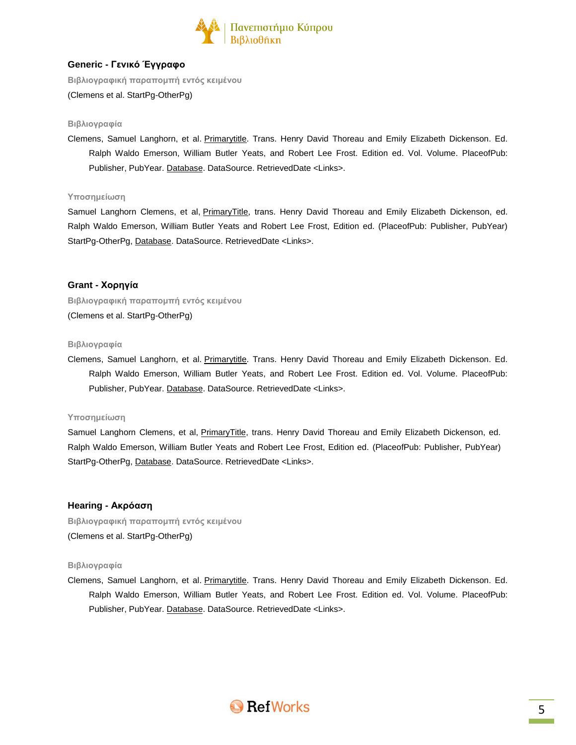## Generic - Γενικό Έγγραφο

**Βιβλιογραφική παραπομπή εντός κειμένου**

(Clemens et al. StartPg-OtherPg)

**Βιβλιογραφία**

Clemens, Samuel Langhorn, et al. Primarytitle. Trans. Henry David Thoreau and Emily Elizabeth Dickenson. Ed. Ralph Waldo Emerson, William Butler Yeats, and Robert Lee Frost. Edition ed. Vol. Volume. PlaceofPub: Publisher, PubYear. Database. DataSource. RetrievedDate <Links>.

**Υποσημείωση**

Samuel Langhorn Clemens, et al, PrimaryTitle, trans. Henry David Thoreau and Emily Elizabeth Dickenson, ed. Ralph Waldo Emerson, William Butler Yeats and Robert Lee Frost, Edition ed. (PlaceofPub: Publisher, PubYear) StartPg-OtherPg, Database. DataSource. RetrievedDate <Links>.

## Grant - Χορηγία

**Βιβλιογραφική παραπομπή εντός κειμένου**

(Clemens et al. StartPg-OtherPg)

**Βιβλιογραφία**

Clemens, Samuel Langhorn, et al. Primarytitle. Trans. Henry David Thoreau and Emily Elizabeth Dickenson. Ed. Ralph Waldo Emerson, William Butler Yeats, and Robert Lee Frost. Edition ed. Vol. Volume. PlaceofPub: Publisher, PubYear. Database. DataSource. RetrievedDate <Links>.

**Υποσημείωση**

Samuel Langhorn Clemens, et al, PrimaryTitle, trans. Henry David Thoreau and Emily Elizabeth Dickenson, ed. Ralph Waldo Emerson, William Butler Yeats and Robert Lee Frost, Edition ed. (PlaceofPub: Publisher, PubYear) StartPg-OtherPg, Database. DataSource. RetrievedDate <Links>.

## Hearing - Ακρόαση

**Βιβλιογραφική παραπομπή εντός κειμένου**

(Clemens et al. StartPg-OtherPg)

**Βιβλιογραφία**

Clemens, Samuel Langhorn, et al. Primarytitle. Trans. Henry David Thoreau and Emily Elizabeth Dickenson. Ed. Ralph Waldo Emerson, William Butler Yeats, and Robert Lee Frost. Edition ed. Vol. Volume. PlaceofPub: Publisher, PubYear. Database. DataSource. RetrievedDate <Links>.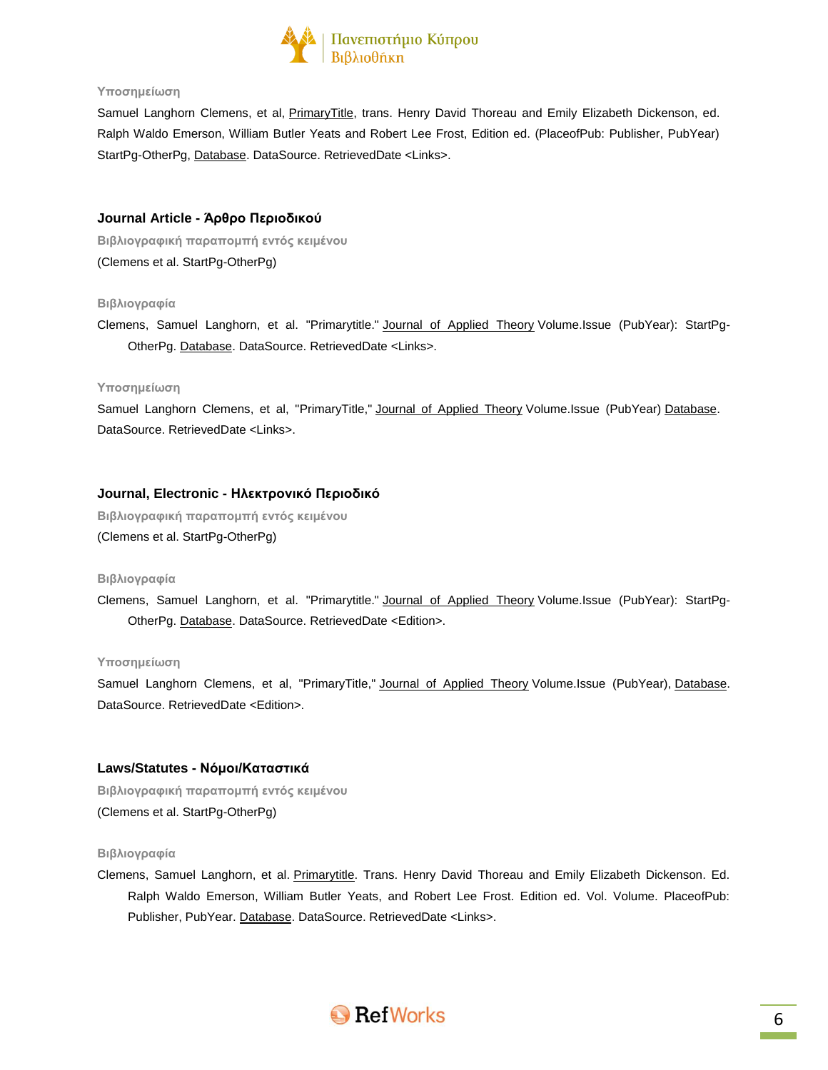Υποσημείωση

Samuel Langhorn Clemens, et al, <u>PrimaryTitle</u>, trans. Henry David Thoreau and Emily Elizabeth Dickenson, ed. Ralph Waldo Emerson, William Butler Yeats and Robert Lee Frost, Edition ed. (PlaceofPub: Publisher, PubYear) StartPg-OtherPg, <u>Database</u>. DataSource. RetrievedDate <Links>.

### Journal Article - Άρθρο Περιοδικού

Βιβλιογραφική παραπομπή εντός κειμένου

(Clemens et al. StartPg-OtherPg)

Βιβλιογραφία

Clemens, Samuel Langhorn, et al. "Primarytitle." <u>Journal of Applied Theory</u> Volume.Issue (PubYear): StartPg-OtherPg. <u>Database</u>. DataSource. RetrievedDate <Links>.

Υποσημείωση

Samuel Langhorn Clemens, et al, "PrimaryTitle," <u>Journal of Applied Theory</u> Volume.Issue (PubYear) <u>Database</u>. DataSource. RetrievedDate <Links>.

### Journal, Electronic - Ηλεκτρονικό Περιοδικό

Βιβλιογραφική παραπομπή εντός κειμένου

(Clemens et al. StartPg-OtherPg)

Βιβλιογραφία

Clemens, Samuel Langhorn, et al. "Primarytitle." <u>Journal of Applied Theory</u> Volume.Issue (PubYear): StartPg-OtherPg. <u>Database</u>. DataSource. RetrievedDate <Edition>.

Υποσημείωση

Samuel Langhorn Clemens, et al, "PrimaryTitle," <u>Journal of Applied Theory</u> Volume.Issue (PubYear), <u>Database</u>. DataSource. RetrievedDate <Edition>.

### Laws/Statutes - Νόμοι/Καταστικά

Βιβλιογραφική παραπομπή εντός κειμένου

(Clemens et al. StartPg-OtherPg)

Βιβλιογραφία

Clemens, Samuel Langhorn, et al. <u>Primarytitle</u>. Trans. Henry David Thoreau and Emily Elizabeth Dickenson. Ed. Ralph Waldo Emerson, William Butler Yeats, and Robert Lee Frost. Edition ed. Vol. Volume. PlaceofPub: Publisher, PubYear. <u>Database</u>. DataSource. RetrievedDate <Links>.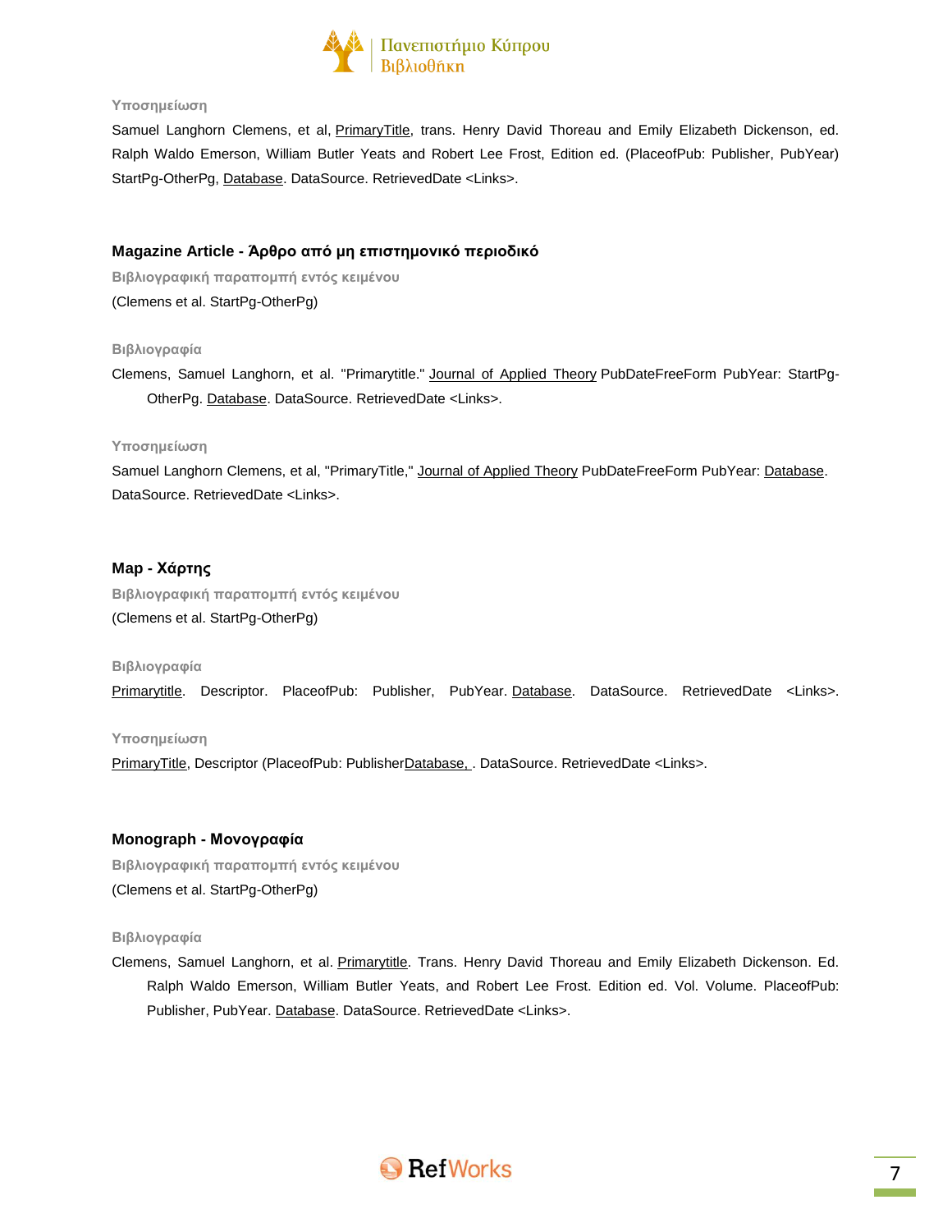**Υποσημείωση**

Samuel Langhorn Clemens, et al, <u>PrimaryTitle</u>, trans. Henry David Thoreau and Emily Elizabeth Dickenson, ed. Ralph Waldo Emerson, William Butler Yeats and Robert Lee Frost, Edition ed. (PlaceofPub: Publisher, PubYear) StartPg-OtherPg, <u>Database</u>. DataSource. RetrievedDate <Links>.

### Magazine Article - Άρθρο από μη επιστημονικό περιοδικό

**Βιβλιογραφική παραπομπή εντός κειμένου**

(Clemens et al. StartPg-OtherPg)

**Βιβλιογραφία**

Clemens, Samuel Langhorn, et al. "Primarytitle." <u>Journal of Applied Theory</u> PubDateFreeForm PubYear: StartPg-OtherPg. <u>Database</u>. DataSource. RetrievedDate <Links>.

**Υποσημείωση**

Samuel Langhorn Clemens, et al, "PrimaryTitle," <u>Journal of Applied Theory</u> PubDateFreeForm PubYear: <u>Database</u>. DataSource. RetrievedDate <Links>.

### Map - Χάρτης

**Βιβλιογραφική παραπομπή εντός κειμένου**

(Clemens et al. StartPg-OtherPg)

**Βιβλιογραφία**

<u>Primarytitle</u>. Descriptor. PlaceofPub: Publisher, PubYear. <u>Database</u>. DataSource. RetrievedDate <Links>.

**Υποσημείωση**

<u>PrimaryTitle</u>, Descriptor (PlaceofPub: Publisher<u>Database, </u>. DataSource. RetrievedDate <Links>.

### Monograph - Μονογραφία

**Βιβλιογραφική παραπομπή εντός κειμένου**

(Clemens et al. StartPg-OtherPg)

**Βιβλιογραφία**

Clemens, Samuel Langhorn, et al. <u>Primarytitle</u>. Trans. Henry David Thoreau and Emily Elizabeth Dickenson. Ed. Ralph Waldo Emerson, William Butler Yeats, and Robert Lee Frost. Edition ed. Vol. Volume. PlaceofPub: Publisher, PubYear. <u>Database</u>. DataSource. RetrievedDate <Links>.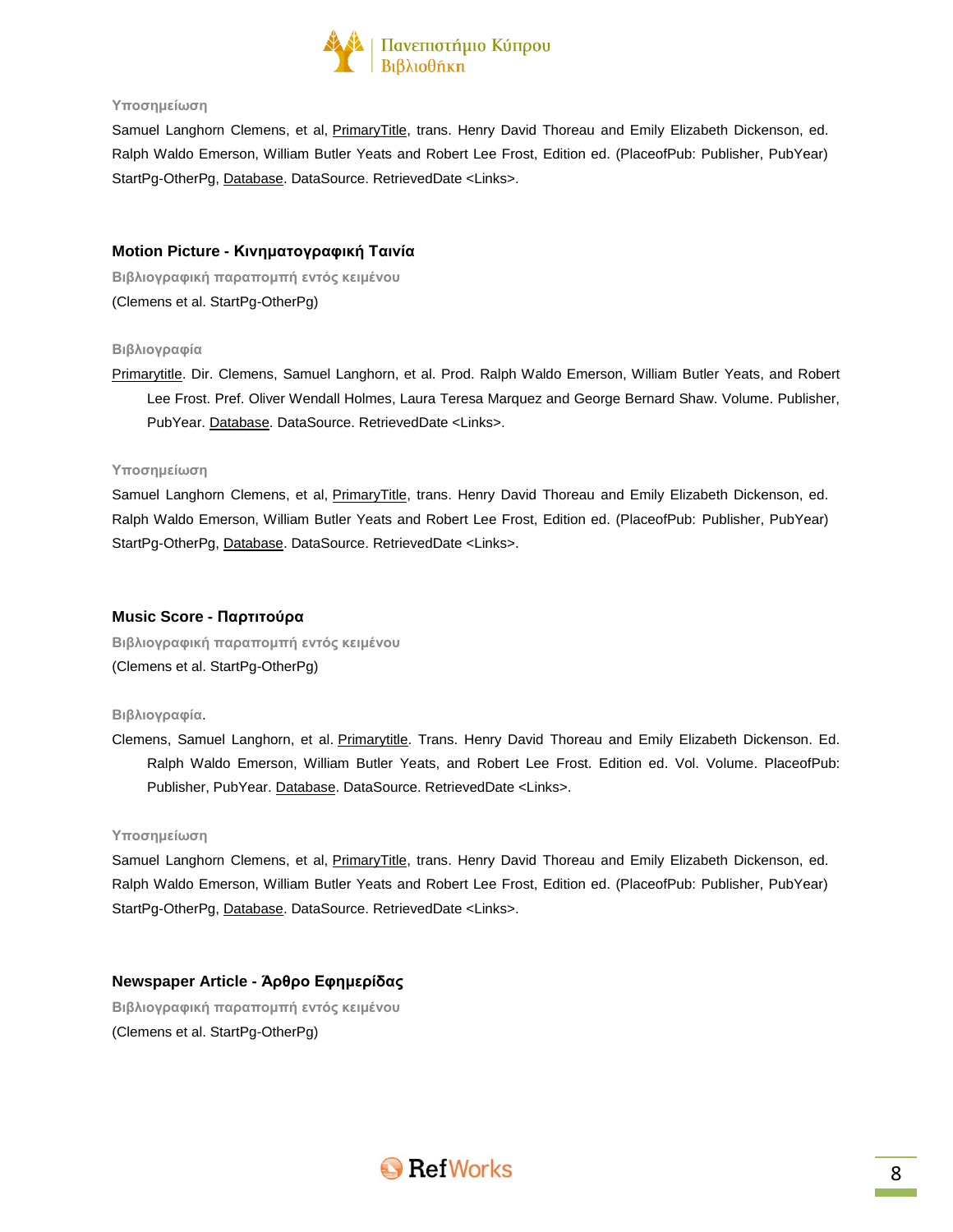**Υποσημείωση**

Samuel Langhorn Clemens, et al, PrimaryTitle, trans. Henry David Thoreau and Emily Elizabeth Dickenson, ed. Ralph Waldo Emerson, William Butler Yeats and Robert Lee Frost, Edition ed. (PlaceofPub: Publisher, PubYear) StartPg-OtherPg, Database. DataSource. RetrievedDate <Links>.

### Motion Picture - Κινηματογραφική Ταινία

**Βιβλιογραφική παραπομπή εντός κειμένου**

(Clemens et al. StartPg-OtherPg)

**Βιβλιογραφία**

Primarytitle. Dir. Clemens, Samuel Langhorn, et al. Prod. Ralph Waldo Emerson, William Butler Yeats, and Robert Lee Frost. Pref. Oliver Wendall Holmes, Laura Teresa Marquez and George Bernard Shaw. Volume. Publisher, PubYear. Database. DataSource. RetrievedDate <Links>.

**Υποσημείωση**

Samuel Langhorn Clemens, et al, PrimaryTitle, trans. Henry David Thoreau and Emily Elizabeth Dickenson, ed. Ralph Waldo Emerson, William Butler Yeats and Robert Lee Frost, Edition ed. (PlaceofPub: Publisher, PubYear) StartPg-OtherPg, Database. DataSource. RetrievedDate <Links>.

### Music Score - Παρτιτούρα

**Βιβλιογραφική παραπομπή εντός κειμένου**

(Clemens et al. StartPg-OtherPg)

**Βιβλιογραφία.**

Clemens, Samuel Langhorn, et al. Primarytitle. Trans. Henry David Thoreau and Emily Elizabeth Dickenson. Ed. Ralph Waldo Emerson, William Butler Yeats, and Robert Lee Frost. Edition ed. Vol. Volume. PlaceofPub: Publisher, PubYear. Database. DataSource. RetrievedDate <Links>.

**Υποσημείωση**

Samuel Langhorn Clemens, et al, PrimaryTitle, trans. Henry David Thoreau and Emily Elizabeth Dickenson, ed. Ralph Waldo Emerson, William Butler Yeats and Robert Lee Frost, Edition ed. (PlaceofPub: Publisher, PubYear) StartPg-OtherPg, Database. DataSource. RetrievedDate <Links>.

### Newspaper Article - Άρθρο Εφημερίδας

**Βιβλιογραφική παραπομπή εντός κειμένου**

(Clemens et al. StartPg-OtherPg)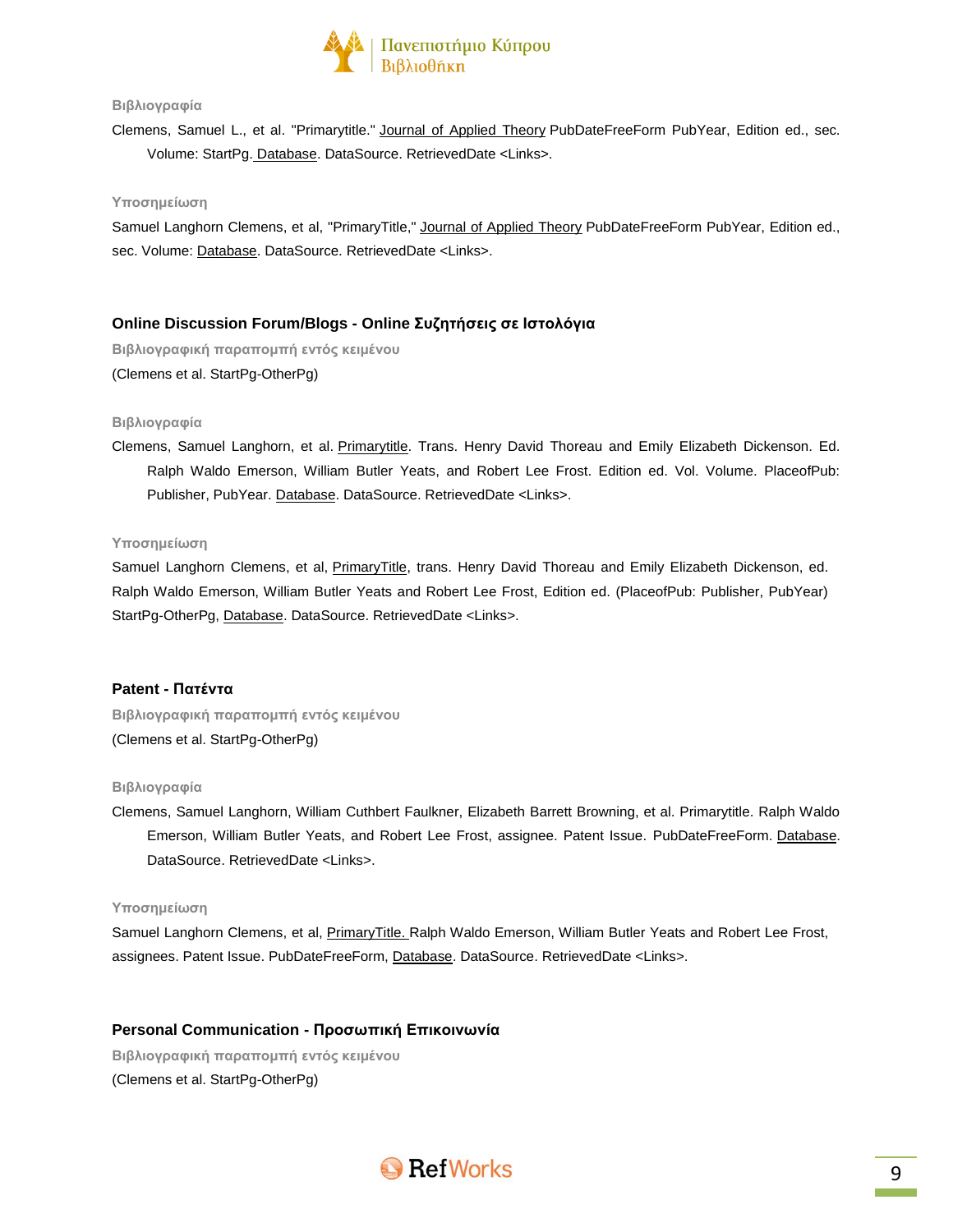**Βιβλιογραφία**

Clemens, Samuel L., et al. "Primarytitle." <u>Journal of Applied Theory</u> PubDateFreeForm PubYear, Edition ed., sec. Volume: StartPg. <u>Database</u>. DataSource. RetrievedDate <Links>.

**Υποσημείωση**

Samuel Langhorn Clemens, et al, "PrimaryTitle," <u>Journal of Applied Theory</u> PubDateFreeForm PubYear, Edition ed., sec. Volume: <u>Database</u>. DataSource. RetrievedDate <Links>.

### Online Discussion Forum/Blogs - Online Συζητήσεις σε Ιστολόγια

**Βιβλιογραφική παραπομπή εντός κειμένου**

(Clemens et al. StartPg-OtherPg)

**Βιβλιογραφία**

Clemens, Samuel Langhorn, et al. <u>Primarytitle</u>. Trans. Henry David Thoreau and Emily Elizabeth Dickenson. Ed. Ralph Waldo Emerson, William Butler Yeats, and Robert Lee Frost. Edition ed. Vol. Volume. PlaceofPub: Publisher, PubYear. <u>Database</u>. DataSource. RetrievedDate <Links>.

**Υποσημείωση**

Samuel Langhorn Clemens, et al, <u>PrimaryTitle</u>, trans. Henry David Thoreau and Emily Elizabeth Dickenson, ed. Ralph Waldo Emerson, William Butler Yeats and Robert Lee Frost, Edition ed. (PlaceofPub: Publisher, PubYear) StartPg-OtherPg, <u>Database</u>. DataSource. RetrievedDate <Links>.

### Patent - Πατέντα

**Βιβλιογραφική παραπομπή εντός κειμένου**

(Clemens et al. StartPg-OtherPg)

**Βιβλιογραφία**

Clemens, Samuel Langhorn, William Cuthbert Faulkner, Elizabeth Barrett Browning, et al. Primarytitle. Ralph Waldo Emerson, William Butler Yeats, and Robert Lee Frost, assignee. Patent Issue. PubDateFreeForm. <u>Database</u>. DataSource. RetrievedDate <Links>.

**Υποσημείωση**

Samuel Langhorn Clemens, et al, <u>PrimaryTitle.</u> Ralph Waldo Emerson, William Butler Yeats and Robert Lee Frost, assignees. Patent Issue. PubDateFreeForm, <u>Database</u>. DataSource. RetrievedDate <Links>.

### Personal Communication - Προσωπική Επικοινωνία

**Βιβλιογραφική παραπομπή εντός κειμένου**

(Clemens et al. StartPg-OtherPg)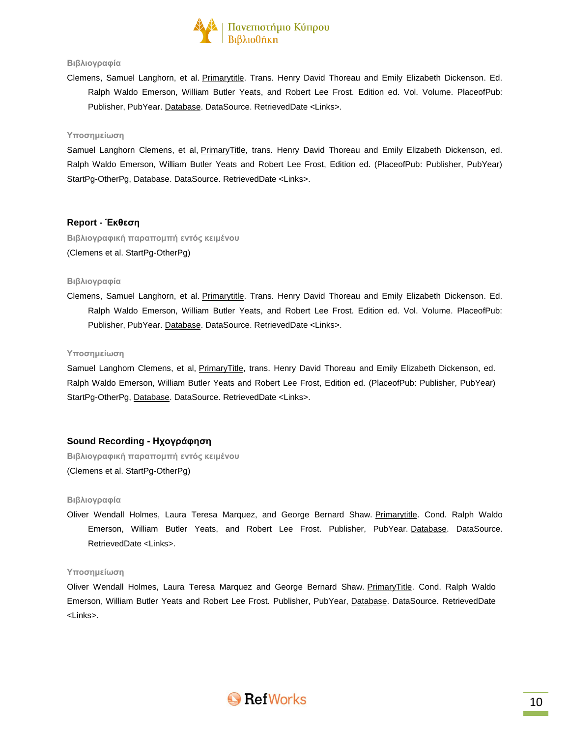**Βιβλιογραφία**

Clemens, Samuel Langhorn, et al. Primarytitle. Trans. Henry David Thoreau and Emily Elizabeth Dickenson. Ed. Ralph Waldo Emerson, William Butler Yeats, and Robert Lee Frost. Edition ed. Vol. Volume. PlaceofPub: Publisher, PubYear. Database. DataSource. RetrievedDate <Links>.

**Υποσημείωση**

Samuel Langhorn Clemens, et al, PrimaryTitle, trans. Henry David Thoreau and Emily Elizabeth Dickenson, ed. Ralph Waldo Emerson, William Butler Yeats and Robert Lee Frost, Edition ed. (PlaceofPub: Publisher, PubYear) StartPg-OtherPg, Database. DataSource. RetrievedDate <Links>.

## Report - Έκθεση

**Βιβλιογραφική παραπομπή εντός κειμένου**

(Clemens et al. StartPg-OtherPg)

**Βιβλιογραφία**

Clemens, Samuel Langhorn, et al. Primarytitle. Trans. Henry David Thoreau and Emily Elizabeth Dickenson. Ed. Ralph Waldo Emerson, William Butler Yeats, and Robert Lee Frost. Edition ed. Vol. Volume. PlaceofPub: Publisher, PubYear. Database. DataSource. RetrievedDate <Links>.

**Υποσημείωση**

Samuel Langhorn Clemens, et al, PrimaryTitle, trans. Henry David Thoreau and Emily Elizabeth Dickenson, ed. Ralph Waldo Emerson, William Butler Yeats and Robert Lee Frost, Edition ed. (PlaceofPub: Publisher, PubYear) StartPg-OtherPg, Database. DataSource. RetrievedDate <Links>.

## Sound Recording - Ηχογράφηση

**Βιβλιογραφική παραπομπή εντός κειμένου**

(Clemens et al. StartPg-OtherPg)

**Βιβλιογραφία**

Oliver Wendall Holmes, Laura Teresa Marquez, and George Bernard Shaw. Primarytitle. Cond. Ralph Waldo Emerson, William Butler Yeats, and Robert Lee Frost. Publisher, PubYear. Database. DataSource. RetrievedDate <Links>.

**Υποσημείωση**

Oliver Wendall Holmes, Laura Teresa Marquez and George Bernard Shaw. PrimaryTitle. Cond. Ralph Waldo Emerson, William Butler Yeats and Robert Lee Frost. Publisher, PubYear, Database. DataSource. RetrievedDate <Links>.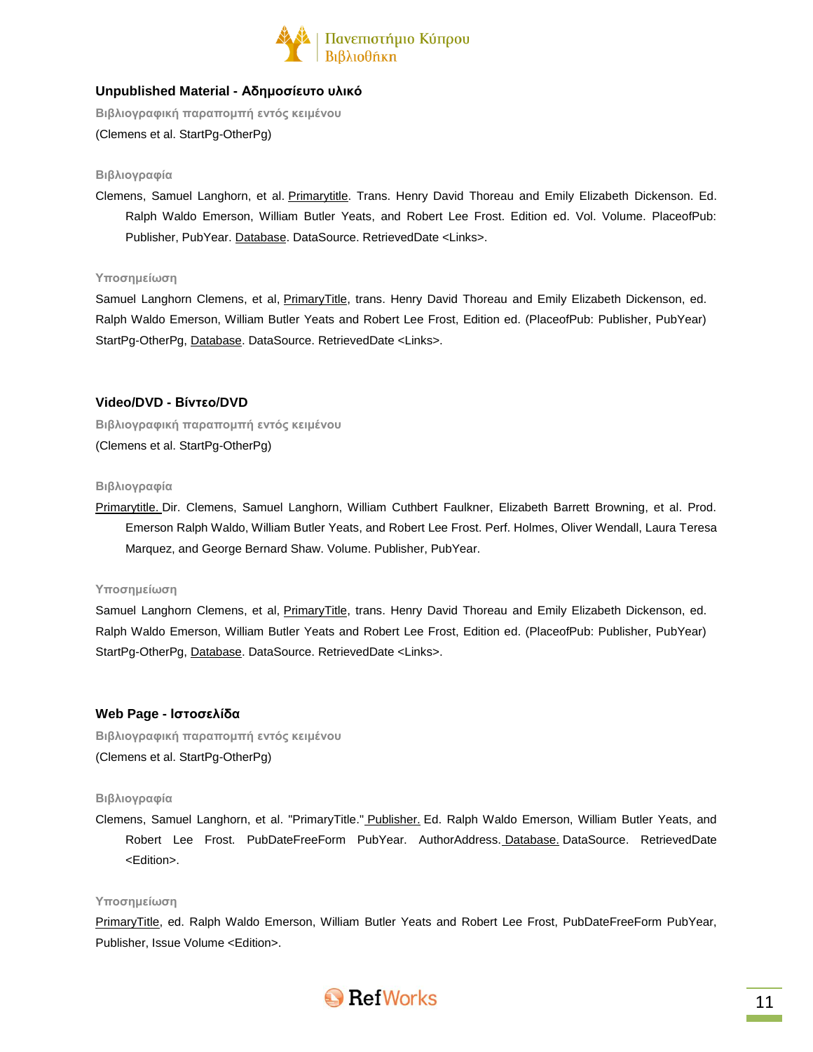## Unpublished Material - Αδημοσίευτο υλικό

**Βιβλιογραφική παραπομπή εντός κειμένου**

(Clemens et al. StartPg-OtherPg)

**Βιβλιογραφία**

Clemens, Samuel Langhorn, et al. Primarytitle. Trans. Henry David Thoreau and Emily Elizabeth Dickenson. Ed. Ralph Waldo Emerson, William Butler Yeats, and Robert Lee Frost. Edition ed. Vol. Volume. PlaceofPub: Publisher, PubYear. Database. DataSource. RetrievedDate <Links>.

**Υποσημείωση**

Samuel Langhorn Clemens, et al, PrimaryTitle, trans. Henry David Thoreau and Emily Elizabeth Dickenson, ed. Ralph Waldo Emerson, William Butler Yeats and Robert Lee Frost, Edition ed. (PlaceofPub: Publisher, PubYear) StartPg-OtherPg, Database. DataSource. RetrievedDate <Links>.

## Video/DVD - Βίντεο/DVD

**Βιβλιογραφική παραπομπή εντός κειμένου**

(Clemens et al. StartPg-OtherPg)

**Βιβλιογραφία**

Primarytitle. Dir. Clemens, Samuel Langhorn, William Cuthbert Faulkner, Elizabeth Barrett Browning, et al. Prod. Emerson Ralph Waldo, William Butler Yeats, and Robert Lee Frost. Perf. Holmes, Oliver Wendall, Laura Teresa Marquez, and George Bernard Shaw. Volume. Publisher, PubYear.

**Υποσημείωση**

Samuel Langhorn Clemens, et al, PrimaryTitle, trans. Henry David Thoreau and Emily Elizabeth Dickenson, ed. Ralph Waldo Emerson, William Butler Yeats and Robert Lee Frost, Edition ed. (PlaceofPub: Publisher, PubYear) StartPg-OtherPg, Database. DataSource. RetrievedDate <Links>.

## Web Page - Ιστοσελίδα

**Βιβλιογραφική παραπομπή εντός κειμένου**

(Clemens et al. StartPg-OtherPg)

**Βιβλιογραφία**

Clemens, Samuel Langhorn, et al. "PrimaryTitle." Publisher. Ed. Ralph Waldo Emerson, William Butler Yeats, and Robert Lee Frost. PubDateFreeForm PubYear. AuthorAddress. Database. DataSource. RetrievedDate <Edition>.

**Υποσημείωση**

PrimaryTitle, ed. Ralph Waldo Emerson, William Butler Yeats and Robert Lee Frost, PubDateFreeForm PubYear, Publisher, Issue Volume <Edition>.